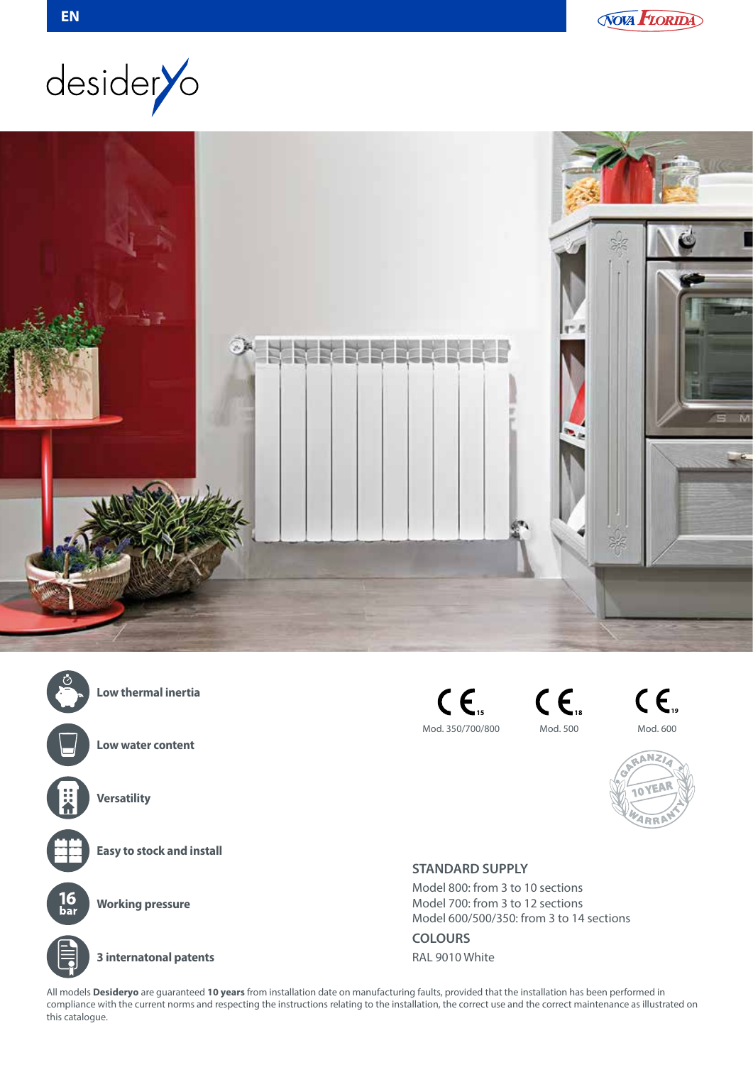EN

# desideryo

- **Low thermal inertia**
- **Low water content**
- **Versatility**
- **Easy to stock and install**
- **16 bar Working pressure**
- **3 internatonal patents**

CE 15 Mod. 350/700/800

CE 18 Mod. 500

CE 19 Mod. 600

GARANZIA 10 YEAR WARRANTY

## STANDARD SUPPLY

Model 800: from 3 to 10 sections
Model 700: from 3 to 12 sections
Model 600/500/350: from 3 to 14 sections

## COLOURS

RAL 9010 White

All models **Desideryo** are guaranteed **10 years** from installation date on manufacturing faults, provided that the installation has been performed in compliance with the current norms and respecting the instructions relating to the installation, the correct use and the correct maintenance as illustrated on this catalogue.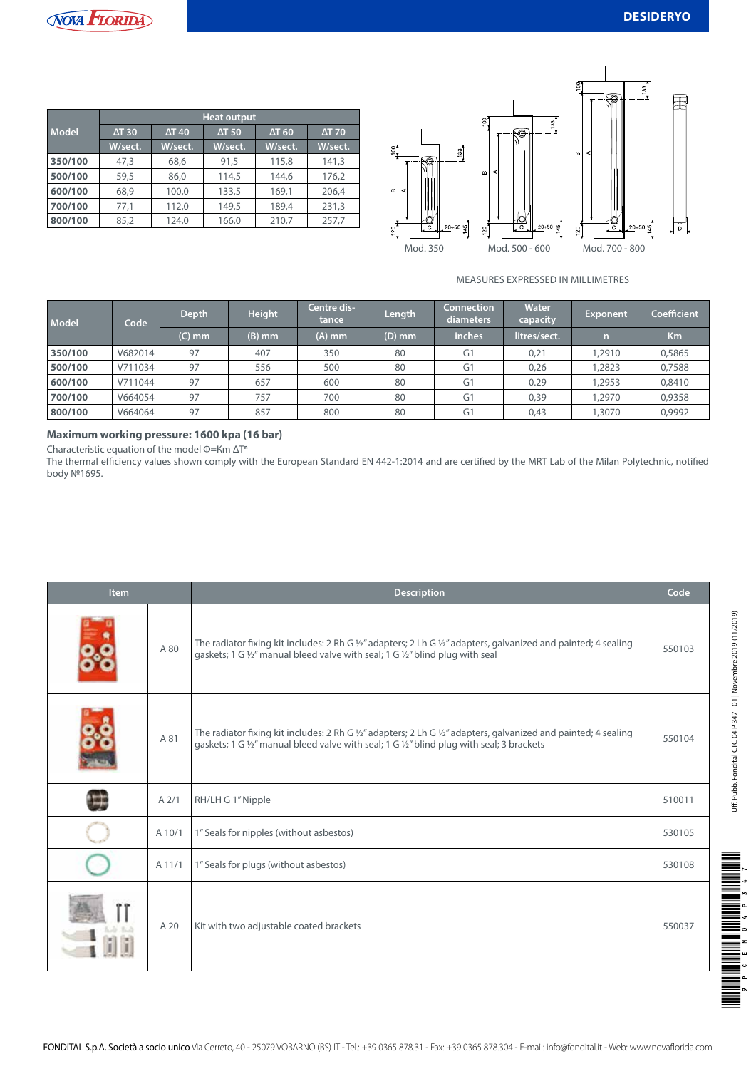| Model | Heat output | | | | |
|---|---|---|---|---|---|
| | ΔT 30 | ΔT 40 | ΔT 50 | ΔT 60 | ΔT 70 |
| | W/sect. | W/sect. | W/sect. | W/sect. | W/sect. |
| **350/100** | 47,3 | 68,6 | 91,5 | 115,8 | 141,3 |
| **500/100** | 59,5 | 86,0 | 114,5 | 144,6 | 176,2 |
| **600/100** | 68,9 | 100,0 | 133,5 | 169,1 | 206,4 |
| **700/100** | 77,1 | 112,0 | 149,5 | 189,4 | 231,3 |
| **800/100** | 85,2 | 124,0 | 166,0 | 210,7 | 257,7 |

Mod. 350

Mod. 500 - 600

Mod. 700 - 800

MEASURES EXPRESSED IN MILLIMETRES

| Model | Code | Depth | Height | Centre distance | Length | Connection diameters | Water capacity | Exponent | Coefficient |
|---|---|---|---|---|---|---|---|---|---|
| | | (C) mm | (B) mm | (A) mm | (D) mm | inches | litres/sect. | n | Km |
| **350/100** | V682014 | 97 | 407 | 350 | 80 | G1 | 0,21 | 1,2910 | 0,5865 |
| **500/100** | V711034 | 97 | 556 | 500 | 80 | G1 | 0,26 | 1,2823 | 0,7588 |
| **600/100** | V711044 | 97 | 657 | 600 | 80 | G1 | 0.29 | 1,2953 | 0,8410 |
| **700/100** | V664054 | 97 | 757 | 700 | 80 | G1 | 0,39 | 1,2970 | 0,9358 |
| **800/100** | V664064 | 97 | 857 | 800 | 80 | G1 | 0,43 | 1,3070 | 0,9992 |

**Maximum working pressure: 1600 kpa (16 bar)**

Characteristic equation of the model $\Phi = Km \, \Delta T^n$

The thermal efficiency values shown comply with the European Standard EN 442-1:2014 and are certified by the MRT Lab of the Milan Polytechnic, notified body №1695.

| Item | | Description | Code |
|---|---|---|---|
| | A 80 | The radiator fixing kit includes: 2 Rh G ½" adapters; 2 Lh G ½" adapters, galvanized and painted; 4 sealing gaskets; 1 G ½" manual bleed valve with seal; 1 G ½" blind plug with seal | 550103 |
| | A 81 | The radiator fixing kit includes: 2 Rh G ½" adapters; 2 Lh G ½" adapters, galvanized and painted; 4 sealing gaskets; 1 G ½" manual bleed valve with seal; 1 G ½" blind plug with seal; 3 brackets | 550104 |
| | A 2/1 | RH/LH G 1" Nipple | 510011 |
| | A 10/1 | 1" Seals for nipples (without asbestos) | 530105 |
| | A 11/1 | 1" Seals for plugs (without asbestos) | 530108 |
| | A 20 | Kit with two adjustable coated brackets | 550037 |

Uff. Pubb. Fondital CTC 04 P 347 - 01 | Novembre 2019 (11/2019)

FONDITAL S.p.A. Società a socio unico Via Cerreto, 40 - 25079 VOBARNO (BS) IT - Tel.: +39 0365 878.31 - Fax: +39 0365 878.304 - E-mail: info@fondital.it - Web: www.novaflorida.com